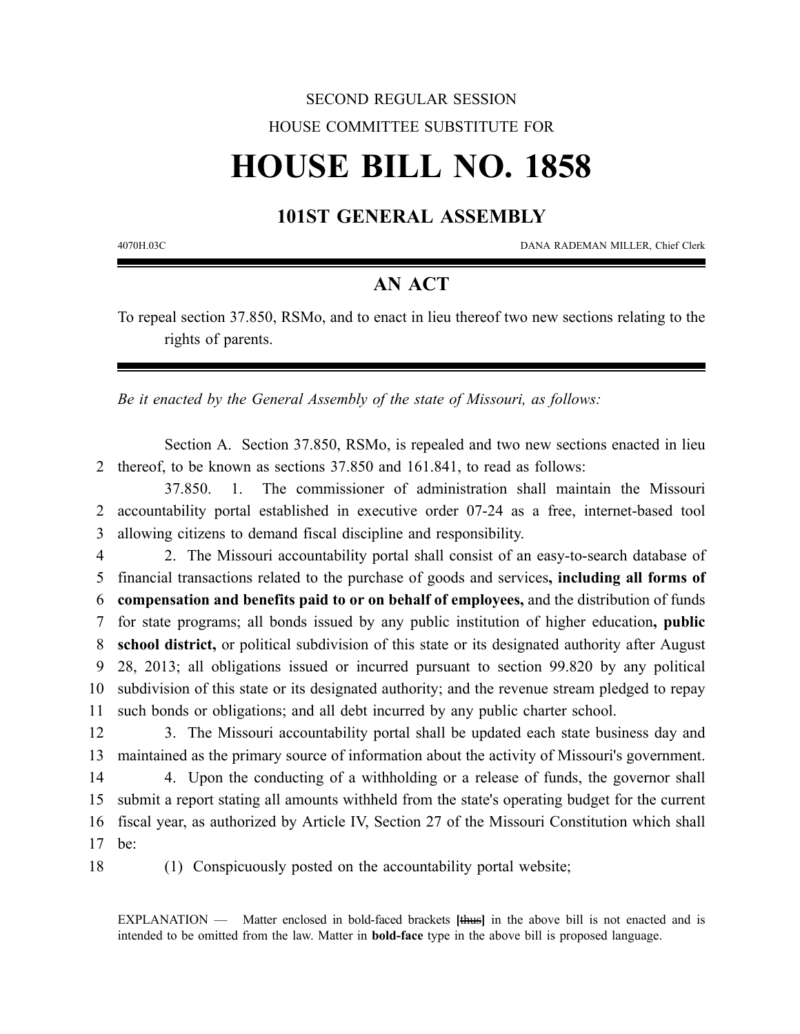SECOND REGULAR SESSION

HOUSE COMMITTEE SUBSTITUTE FOR

# HOUSE BILL NO. 1858

## 101ST GENERAL ASSEMBLY

4070H.03C DANA RADEMAN MILLER, Chief Clerk

## AN ACT

To repeal section 37.850, RSMo, and to enact in lieu thereof two new sections relating to the rights of parents.

*Be it enacted by the General Assembly of the state of Missouri, as follows:*

Section A. Section 37.850, RSMo, is repealed and two new sections enacted in lieu thereof, to be known as sections 37.850 and 161.841, to read as follows:

37.850. 1. The commissioner of administration shall maintain the Missouri accountability portal established in executive order 07-24 as a free, internet-based tool allowing citizens to demand fiscal discipline and responsibility.

2. The Missouri accountability portal shall consist of an easy-to-search database of financial transactions related to the purchase of goods and services**, including all forms of compensation and benefits paid to or on behalf of employees,** and the distribution of funds for state programs; all bonds issued by any public institution of higher education**, public school district,** or political subdivision of this state or its designated authority after August 28, 2013; all obligations issued or incurred pursuant to section 99.820 by any political subdivision of this state or its designated authority; and the revenue stream pledged to repay such bonds or obligations; and all debt incurred by any public charter school.

3. The Missouri accountability portal shall be updated each state business day and maintained as the primary source of information about the activity of Missouri's government.

4. Upon the conducting of a withholding or a release of funds, the governor shall submit a report stating all amounts withheld from the state's operating budget for the current fiscal year, as authorized by Article IV, Section 27 of the Missouri Constitution which shall be:

(1) Conspicuously posted on the accountability portal website;

EXPLANATION — Matter enclosed in bold-faced brackets **[~~thus~~]** in the above bill is not enacted and is intended to be omitted from the law. Matter in **bold-face** type in the above bill is proposed language.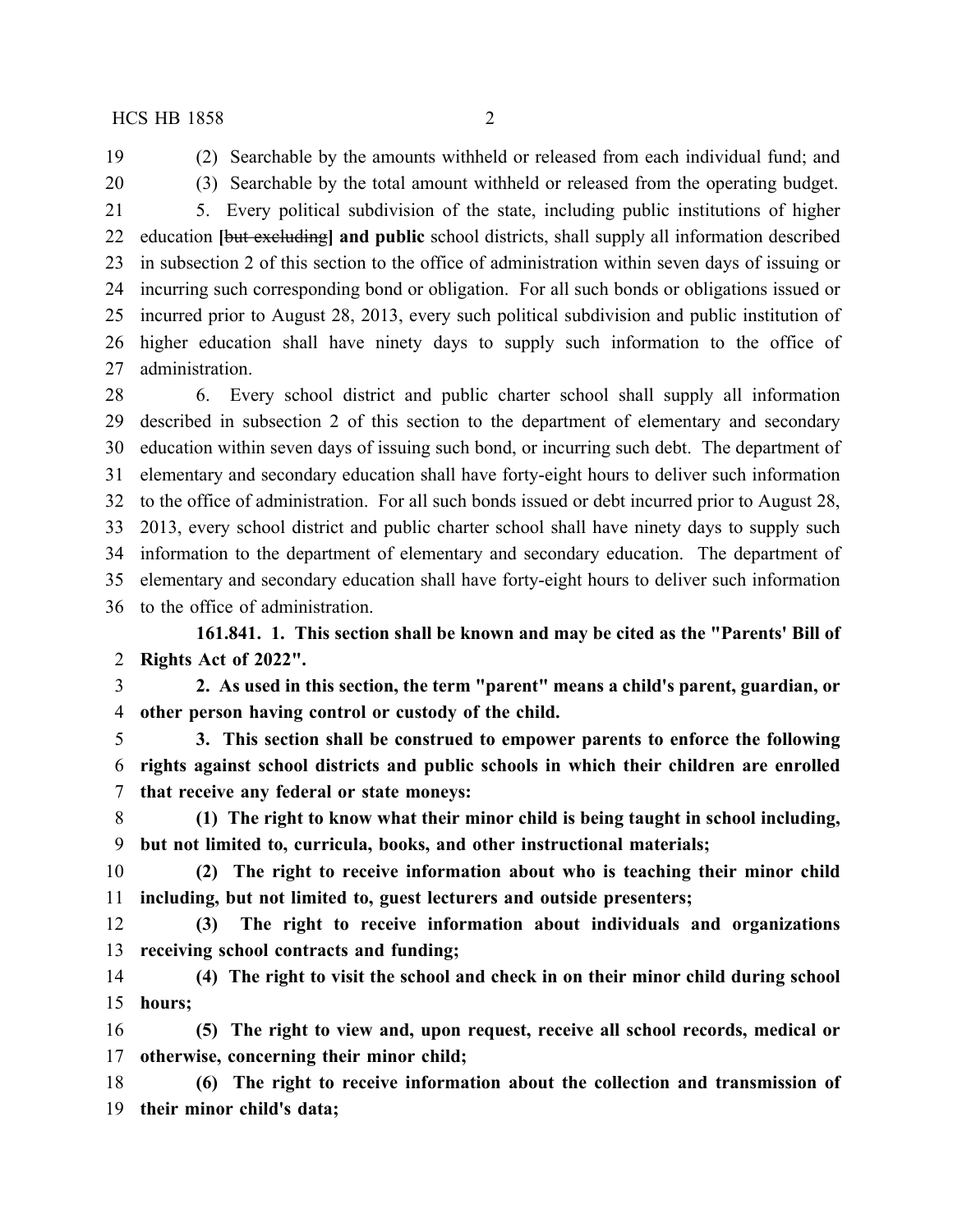(2) Searchable by the amounts withheld or released from each individual fund; and

(3) Searchable by the total amount withheld or released from the operating budget.

5. Every political subdivision of the state, including public institutions of higher education [~~but excluding~~] **and public** school districts, shall supply all information described in subsection 2 of this section to the office of administration within seven days of issuing or incurring such corresponding bond or obligation. For all such bonds or obligations issued or incurred prior to August 28, 2013, every such political subdivision and public institution of higher education shall have ninety days to supply such information to the office of administration.

6. Every school district and public charter school shall supply all information described in subsection 2 of this section to the department of elementary and secondary education within seven days of issuing such bond, or incurring such debt. The department of elementary and secondary education shall have forty-eight hours to deliver such information to the office of administration. For all such bonds issued or debt incurred prior to August 28, 2013, every school district and public charter school shall have ninety days to supply such information to the department of elementary and secondary education. The department of elementary and secondary education shall have forty-eight hours to deliver such information to the office of administration.

**161.841. 1. This section shall be known and may be cited as the "Parents' Bill of Rights Act of 2022".**

**2. As used in this section, the term "parent" means a child's parent, guardian, or other person having control or custody of the child.**

**3. This section shall be construed to empower parents to enforce the following rights against school districts and public schools in which their children are enrolled that receive any federal or state moneys:**

**(1) The right to know what their minor child is being taught in school including, but not limited to, curricula, books, and other instructional materials;**

**(2) The right to receive information about who is teaching their minor child including, but not limited to, guest lecturers and outside presenters;**

**(3) The right to receive information about individuals and organizations receiving school contracts and funding;**

**(4) The right to visit the school and check in on their minor child during school hours;**

**(5) The right to view and, upon request, receive all school records, medical or otherwise, concerning their minor child;**

**(6) The right to receive information about the collection and transmission of their minor child's data;**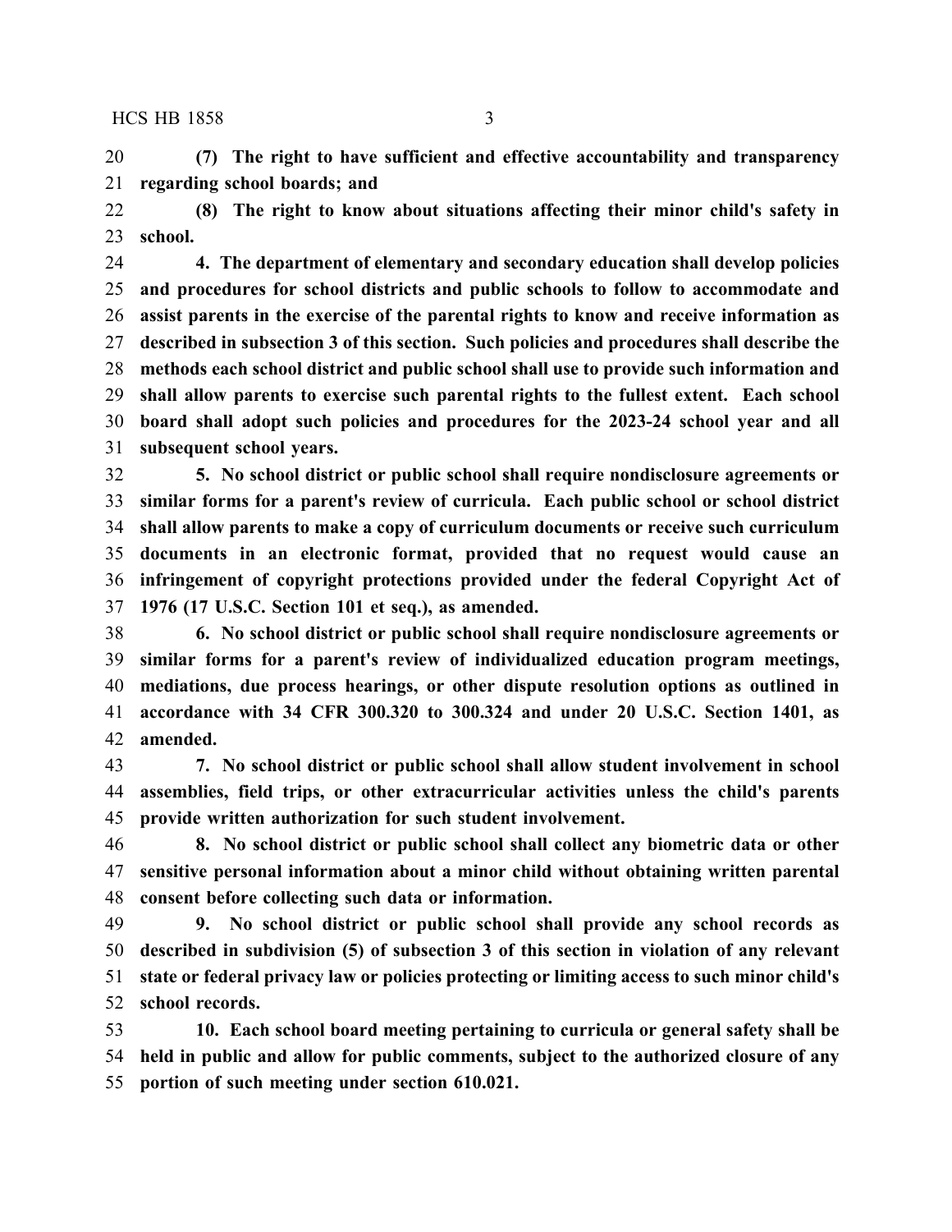**(7) The right to have sufficient and effective accountability and transparency regarding school boards; and**

**(8) The right to know about situations affecting their minor child's safety in school.**

**4. The department of elementary and secondary education shall develop policies and procedures for school districts and public schools to follow to accommodate and assist parents in the exercise of the parental rights to know and receive information as described in subsection 3 of this section. Such policies and procedures shall describe the methods each school district and public school shall use to provide such information and shall allow parents to exercise such parental rights to the fullest extent. Each school board shall adopt such policies and procedures for the 2023-24 school year and all subsequent school years.**

**5. No school district or public school shall require nondisclosure agreements or similar forms for a parent's review of curricula. Each public school or school district shall allow parents to make a copy of curriculum documents or receive such curriculum documents in an electronic format, provided that no request would cause an infringement of copyright protections provided under the federal Copyright Act of 1976 (17 U.S.C. Section 101 et seq.), as amended.**

**6. No school district or public school shall require nondisclosure agreements or similar forms for a parent's review of individualized education program meetings, mediations, due process hearings, or other dispute resolution options as outlined in accordance with 34 CFR 300.320 to 300.324 and under 20 U.S.C. Section 1401, as amended.**

**7. No school district or public school shall allow student involvement in school assemblies, field trips, or other extracurricular activities unless the child's parents provide written authorization for such student involvement.**

**8. No school district or public school shall collect any biometric data or other sensitive personal information about a minor child without obtaining written parental consent before collecting such data or information.**

**9. No school district or public school shall provide any school records as described in subdivision (5) of subsection 3 of this section in violation of any relevant state or federal privacy law or policies protecting or limiting access to such minor child's school records.**

**10. Each school board meeting pertaining to curricula or general safety shall be held in public and allow for public comments, subject to the authorized closure of any portion of such meeting under section 610.021.**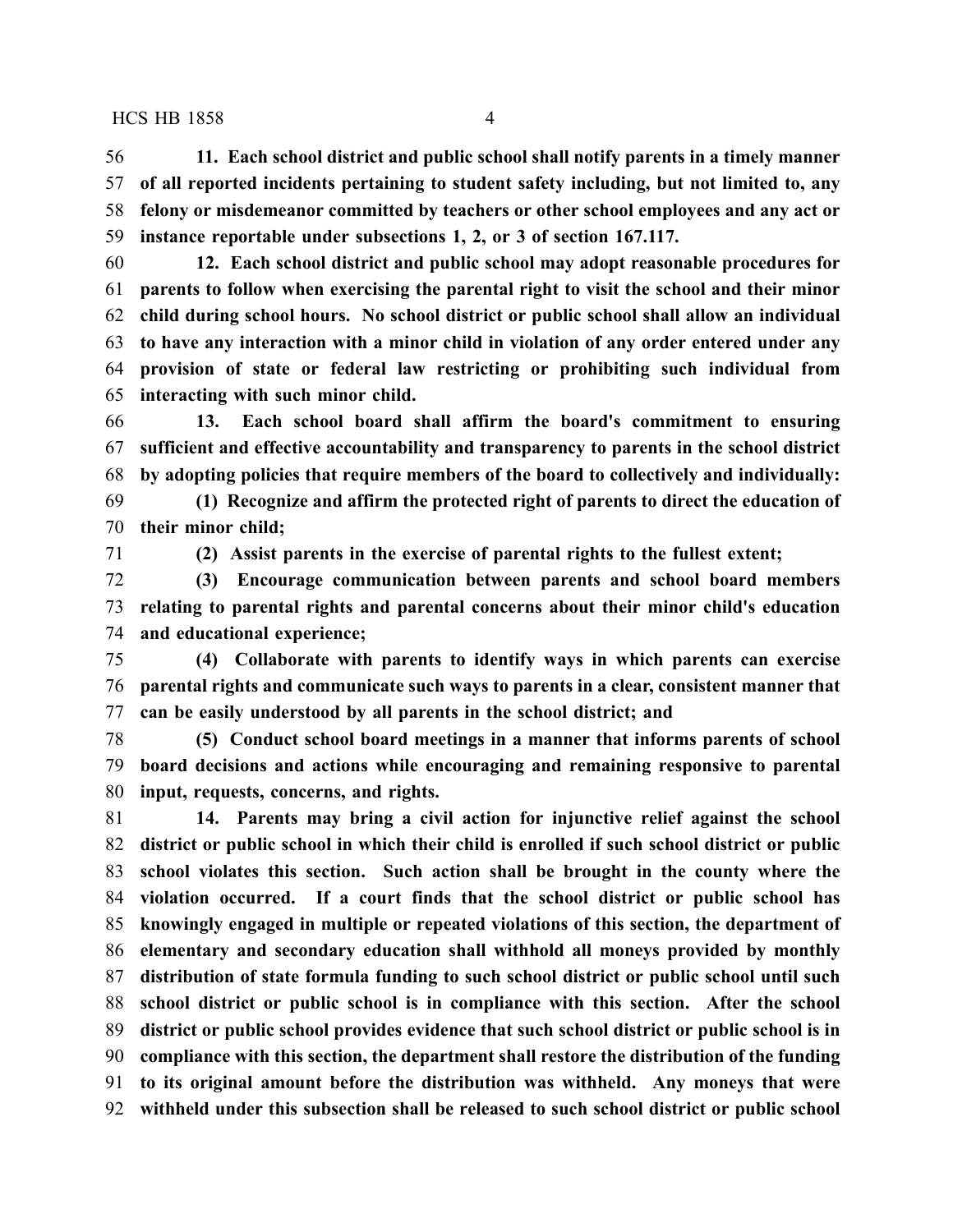**11. Each school district and public school shall notify parents in a timely manner of all reported incidents pertaining to student safety including, but not limited to, any felony or misdemeanor committed by teachers or other school employees and any act or instance reportable under subsections 1, 2, or 3 of section 167.117.**

**12. Each school district and public school may adopt reasonable procedures for parents to follow when exercising the parental right to visit the school and their minor child during school hours. No school district or public school shall allow an individual to have any interaction with a minor child in violation of any order entered under any provision of state or federal law restricting or prohibiting such individual from interacting with such minor child.**

**13. Each school board shall affirm the board's commitment to ensuring sufficient and effective accountability and transparency to parents in the school district by adopting policies that require members of the board to collectively and individually:**

**(1) Recognize and affirm the protected right of parents to direct the education of their minor child;**

**(2) Assist parents in the exercise of parental rights to the fullest extent;**

**(3) Encourage communication between parents and school board members relating to parental rights and parental concerns about their minor child's education and educational experience;**

**(4) Collaborate with parents to identify ways in which parents can exercise parental rights and communicate such ways to parents in a clear, consistent manner that can be easily understood by all parents in the school district; and**

**(5) Conduct school board meetings in a manner that informs parents of school board decisions and actions while encouraging and remaining responsive to parental input, requests, concerns, and rights.**

**14. Parents may bring a civil action for injunctive relief against the school district or public school in which their child is enrolled if such school district or public school violates this section. Such action shall be brought in the county where the violation occurred. If a court finds that the school district or public school has knowingly engaged in multiple or repeated violations of this section, the department of elementary and secondary education shall withhold all moneys provided by monthly distribution of state formula funding to such school district or public school until such school district or public school is in compliance with this section. After the school district or public school provides evidence that such school district or public school is in compliance with this section, the department shall restore the distribution of the funding to its original amount before the distribution was withheld. Any moneys that were withheld under this subsection shall be released to such school district or public school**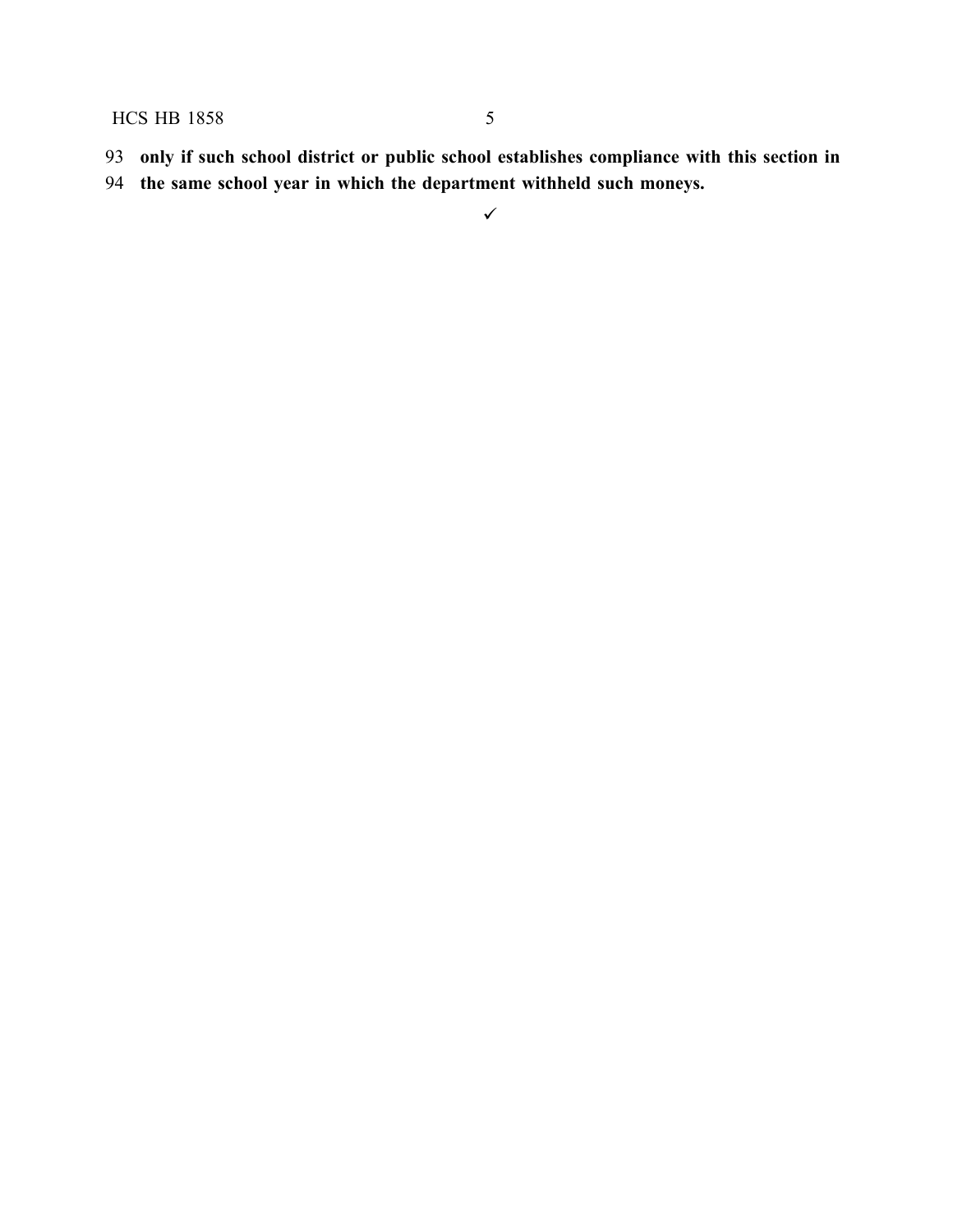93 **only if such school district or public school establishes compliance with this section in**
94 **the same school year in which the department withheld such moneys.**

✓